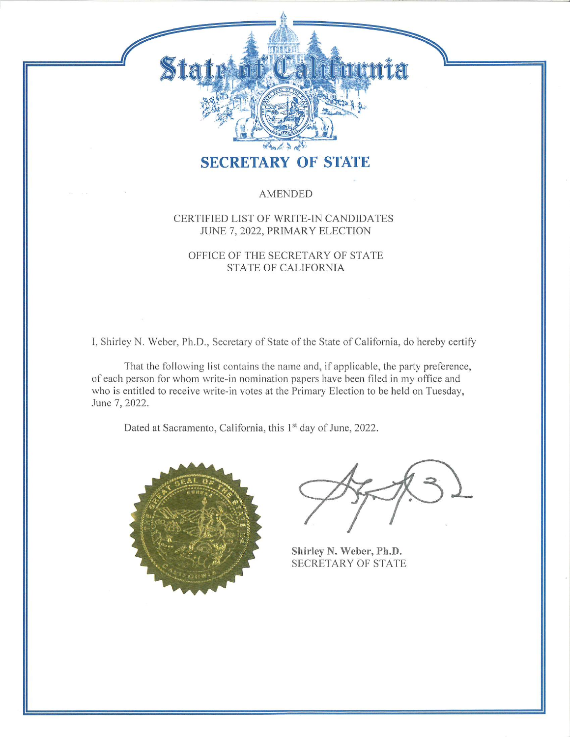# State of California

## SECRETARY OF STATE

AMENDED

CERTIFIED LIST OF WRITE-IN CANDIDATES
JUNE 7, 2022, PRIMARY ELECTION

OFFICE OF THE SECRETARY OF STATE
STATE OF CALIFORNIA

I, Shirley N. Weber, Ph.D., Secretary of State of the State of California, do hereby certify

That the following list contains the name and, if applicable, the party preference, of each person for whom write-in nomination papers have been filed in my office and who is entitled to receive write-in votes at the Primary Election to be held on Tuesday, June 7, 2022.

Dated at Sacramento, California, this 1st day of June, 2022.

**Shirley N. Weber, Ph.D.**
SECRETARY OF STATE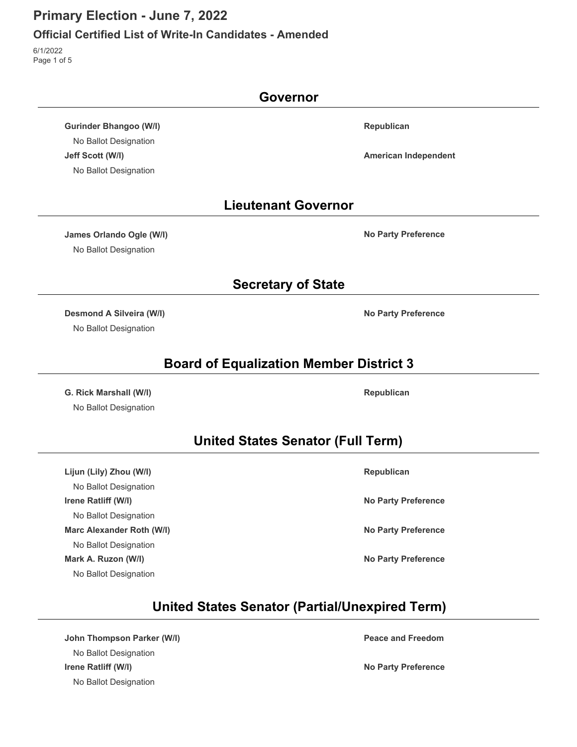# Primary Election - June 7, 2022

## Official Certified List of Write-In Candidates - Amended

6/1/2022

## Governor

| Candidate | Party |
|---|---|
| **Gurinder Bhangoo (W/I)**<br>No Ballot Designation | **Republican** |
| **Jeff Scott (W/I)**<br>No Ballot Designation | **American Independent** |

## Lieutenant Governor

| Candidate | Party |
|---|---|
| **James Orlando Ogle (W/I)**<br>No Ballot Designation | **No Party Preference** |

## Secretary of State

| Candidate | Party |
|---|---|
| **Desmond A Silveira (W/I)**<br>No Ballot Designation | **No Party Preference** |

## Board of Equalization Member District 3

| Candidate | Party |
|---|---|
| **G. Rick Marshall (W/I)**<br>No Ballot Designation | **Republican** |

## United States Senator (Full Term)

| Candidate | Party |
|---|---|
| **Lijun (Lily) Zhou (W/I)**<br>No Ballot Designation | **Republican** |
| **Irene Ratliff (W/I)**<br>No Ballot Designation | **No Party Preference** |
| **Marc Alexander Roth (W/I)**<br>No Ballot Designation | **No Party Preference** |
| **Mark A. Ruzon (W/I)**<br>No Ballot Designation | **No Party Preference** |

## United States Senator (Partial/Unexpired Term)

| Candidate | Party |
|---|---|
| **John Thompson Parker (W/I)**<br>No Ballot Designation | **Peace and Freedom** |
| **Irene Ratliff (W/I)**<br>No Ballot Designation | **No Party Preference** |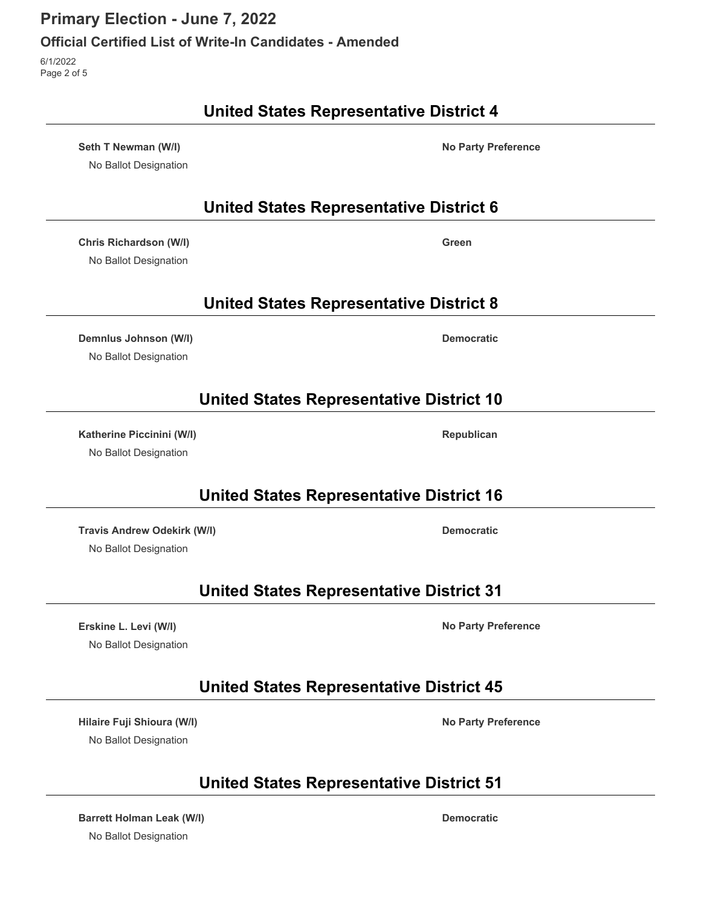# Primary Election - June 7, 2022

## Official Certified List of Write-In Candidates - Amended

6/1/2022

### United States Representative District 4

**Seth T Newman (W/I)** — **No Party Preference**
No Ballot Designation

### United States Representative District 6

**Chris Richardson (W/I)** — **Green**
No Ballot Designation

### United States Representative District 8

**Demnlus Johnson (W/I)** — **Democratic**
No Ballot Designation

### United States Representative District 10

**Katherine Piccinini (W/I)** — **Republican**
No Ballot Designation

### United States Representative District 16

**Travis Andrew Odekirk (W/I)** — **Democratic**
No Ballot Designation

### United States Representative District 31

**Erskine L. Levi (W/I)** — **No Party Preference**
No Ballot Designation

### United States Representative District 45

**Hilaire Fuji Shioura (W/I)** — **No Party Preference**
No Ballot Designation

### United States Representative District 51

**Barrett Holman Leak (W/I)** — **Democratic**
No Ballot Designation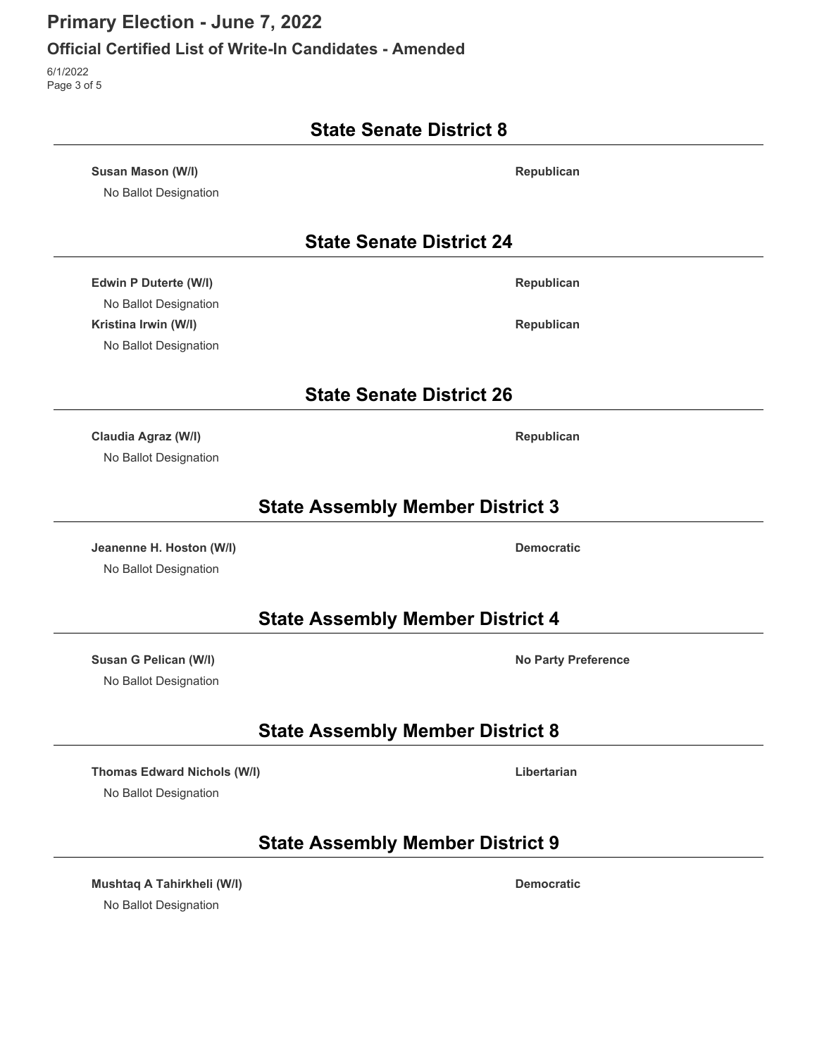## State Senate District 8

**Susan Mason (W/I)** — **Republican**

No Ballot Designation

## State Senate District 24

**Edwin P Duterte (W/I)** — **Republican**

No Ballot Designation

**Kristina Irwin (W/I)** — **Republican**

No Ballot Designation

## State Senate District 26

**Claudia Agraz (W/I)** — **Republican**

No Ballot Designation

## State Assembly Member District 3

**Jeanenne H. Hoston (W/I)** — **Democratic**

No Ballot Designation

## State Assembly Member District 4

**Susan G Pelican (W/I)** — **No Party Preference**

No Ballot Designation

## State Assembly Member District 8

**Thomas Edward Nichols (W/I)** — **Libertarian**

No Ballot Designation

## State Assembly Member District 9

**Mushtaq A Tahirkheli (W/I)** — **Democratic**

No Ballot Designation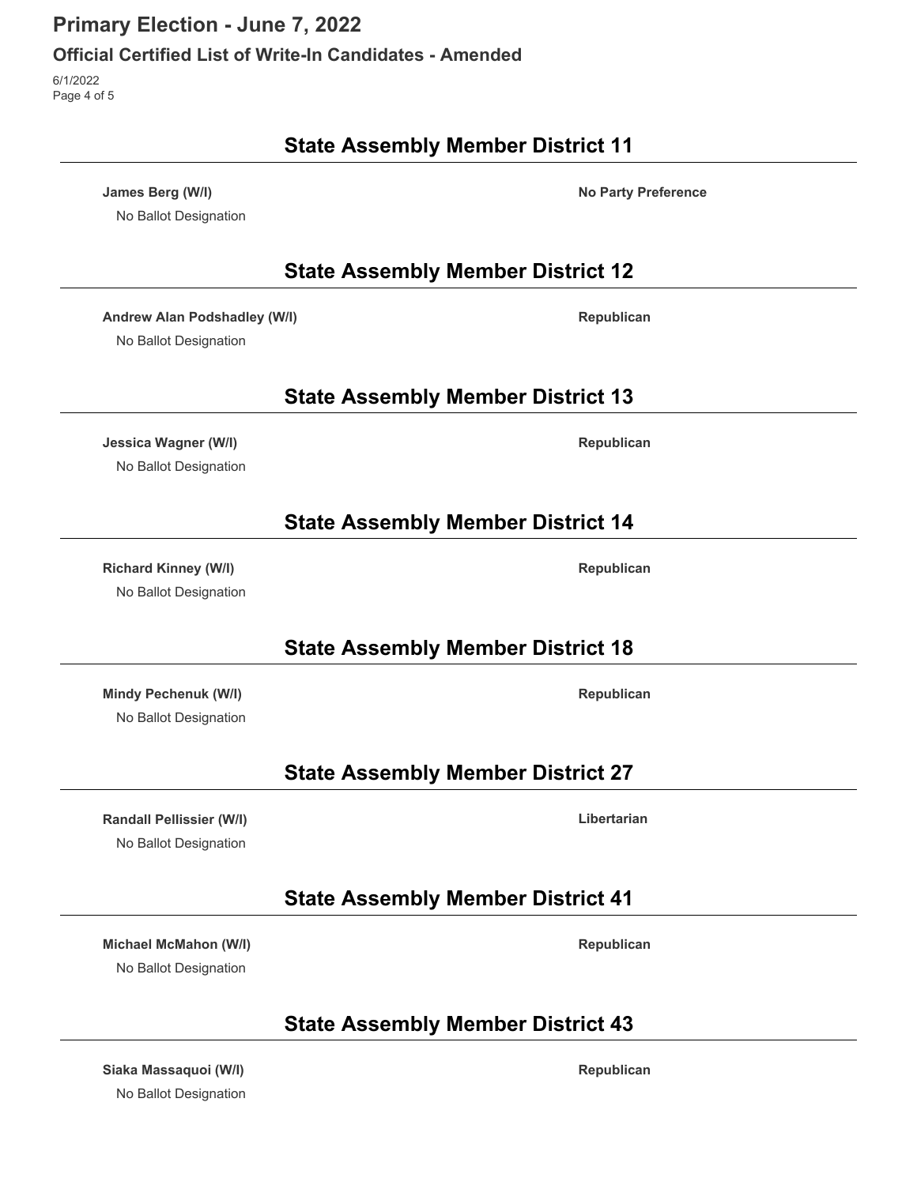## State Assembly Member District 11

**James Berg (W/I)** — **No Party Preference**

No Ballot Designation

## State Assembly Member District 12

**Andrew Alan Podshadley (W/I)** — **Republican**

No Ballot Designation

## State Assembly Member District 13

**Jessica Wagner (W/I)** — **Republican**

No Ballot Designation

## State Assembly Member District 14

**Richard Kinney (W/I)** — **Republican**

No Ballot Designation

## State Assembly Member District 18

**Mindy Pechenuk (W/I)** — **Republican**

No Ballot Designation

## State Assembly Member District 27

**Randall Pellissier (W/I)** — **Libertarian**

No Ballot Designation

## State Assembly Member District 41

**Michael McMahon (W/I)** — **Republican**

No Ballot Designation

## State Assembly Member District 43

**Siaka Massaquoi (W/I)** — **Republican**

No Ballot Designation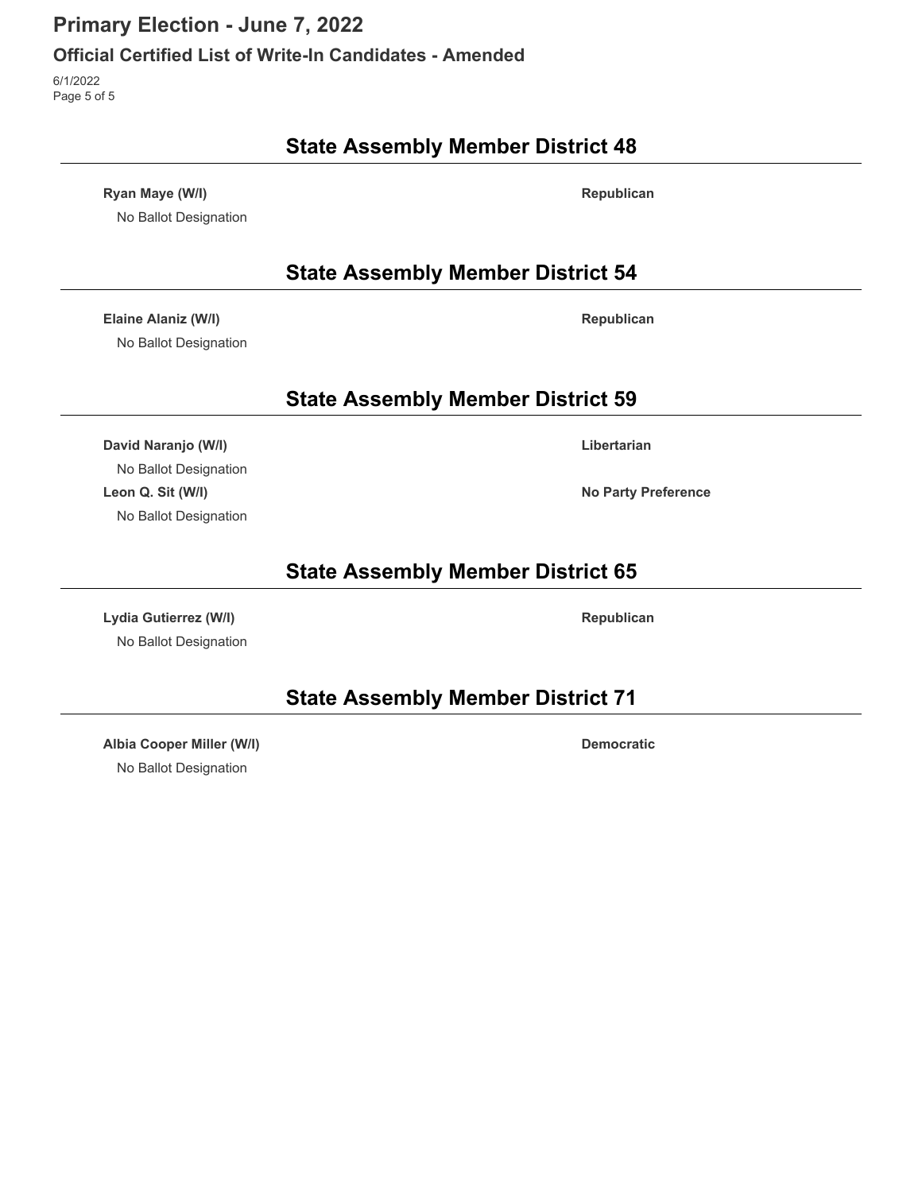## State Assembly Member District 48

**Ryan Maye (W/I)** **Republican**
No Ballot Designation

## State Assembly Member District 54

**Elaine Alaniz (W/I)** **Republican**
No Ballot Designation

## State Assembly Member District 59

**David Naranjo (W/I)** **Libertarian**
No Ballot Designation

**Leon Q. Sit (W/I)** **No Party Preference**
No Ballot Designation

## State Assembly Member District 65

**Lydia Gutierrez (W/I)** **Republican**
No Ballot Designation

## State Assembly Member District 71

**Albia Cooper Miller (W/I)** **Democratic**
No Ballot Designation